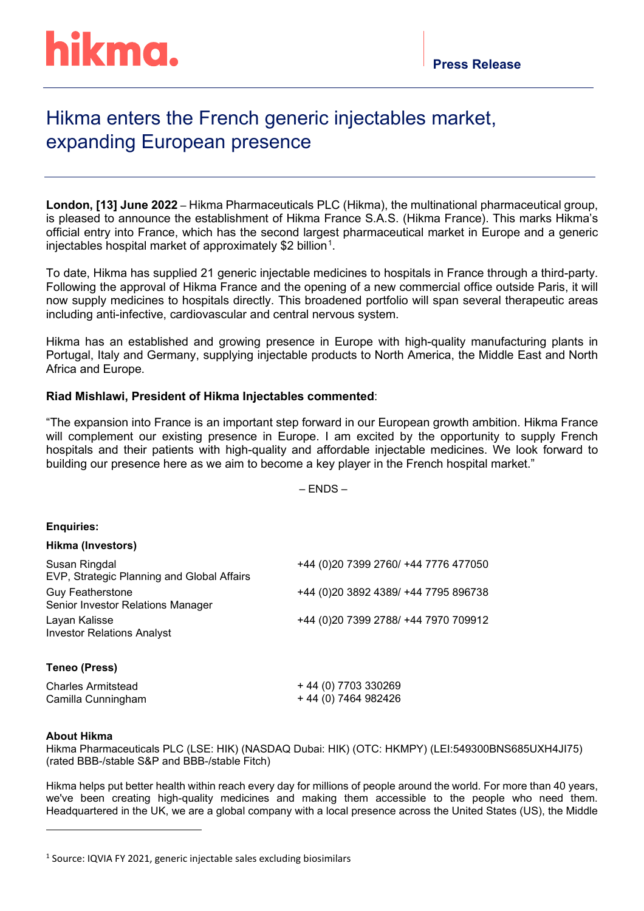hikma.

**Press Release**

# Hikma enters the French generic injectables market, expanding European presence

**London, [13] June 2022** – Hikma Pharmaceuticals PLC (Hikma), the multinational pharmaceutical group, is pleased to announce the establishment of Hikma France S.A.S. (Hikma France). This marks Hikma's official entry into France, which has the second largest pharmaceutical market in Europe and a generic injectables hospital market of approximately $2 billion[1].

To date, Hikma has supplied 21 generic injectable medicines to hospitals in France through a third-party. Following the approval of Hikma France and the opening of a new commercial office outside Paris, it will now supply medicines to hospitals directly. This broadened portfolio will span several therapeutic areas including anti-infective, cardiovascular and central nervous system.

Hikma has an established and growing presence in Europe with high-quality manufacturing plants in Portugal, Italy and Germany, supplying injectable products to North America, the Middle East and North Africa and Europe.

**Riad Mishlawi, President of Hikma Injectables commented**:

"The expansion into France is an important step forward in our European growth ambition. Hikma France will complement our existing presence in Europe. I am excited by the opportunity to supply French hospitals and their patients with high-quality and affordable injectable medicines. We look forward to building our presence here as we aim to become a key player in the French hospital market."

– ENDS –

**Enquiries:**

**Hikma (Investors)**

| | |
|---|---|
| Susan Ringdal<br>EVP, Strategic Planning and Global Affairs | +44 (0)20 7399 2760/ +44 7776 477050 |
| Guy Featherstone<br>Senior Investor Relations Manager | +44 (0)20 3892 4389/ +44 7795 896738 |
| Layan Kalisse<br>Investor Relations Analyst | +44 (0)20 7399 2788/ +44 7970 709912 |

**Teneo (Press)**

| | |
|---|---|
| Charles Armitstead | + 44 (0) 7703 330269 |
| Camilla Cunningham | + 44 (0) 7464 982426 |

**About Hikma**

Hikma Pharmaceuticals PLC (LSE: HIK) (NASDAQ Dubai: HIK) (OTC: HKMPY) (LEI:549300BNS685UXH4JI75) (rated BBB-/stable S&P and BBB-/stable Fitch)

Hikma helps put better health within reach every day for millions of people around the world. For more than 40 years, we've been creating high-quality medicines and making them accessible to the people who need them. Headquartered in the UK, we are a global company with a local presence across the United States (US), the Middle

[1] Source: IQVIA FY 2021, generic injectable sales excluding biosimilars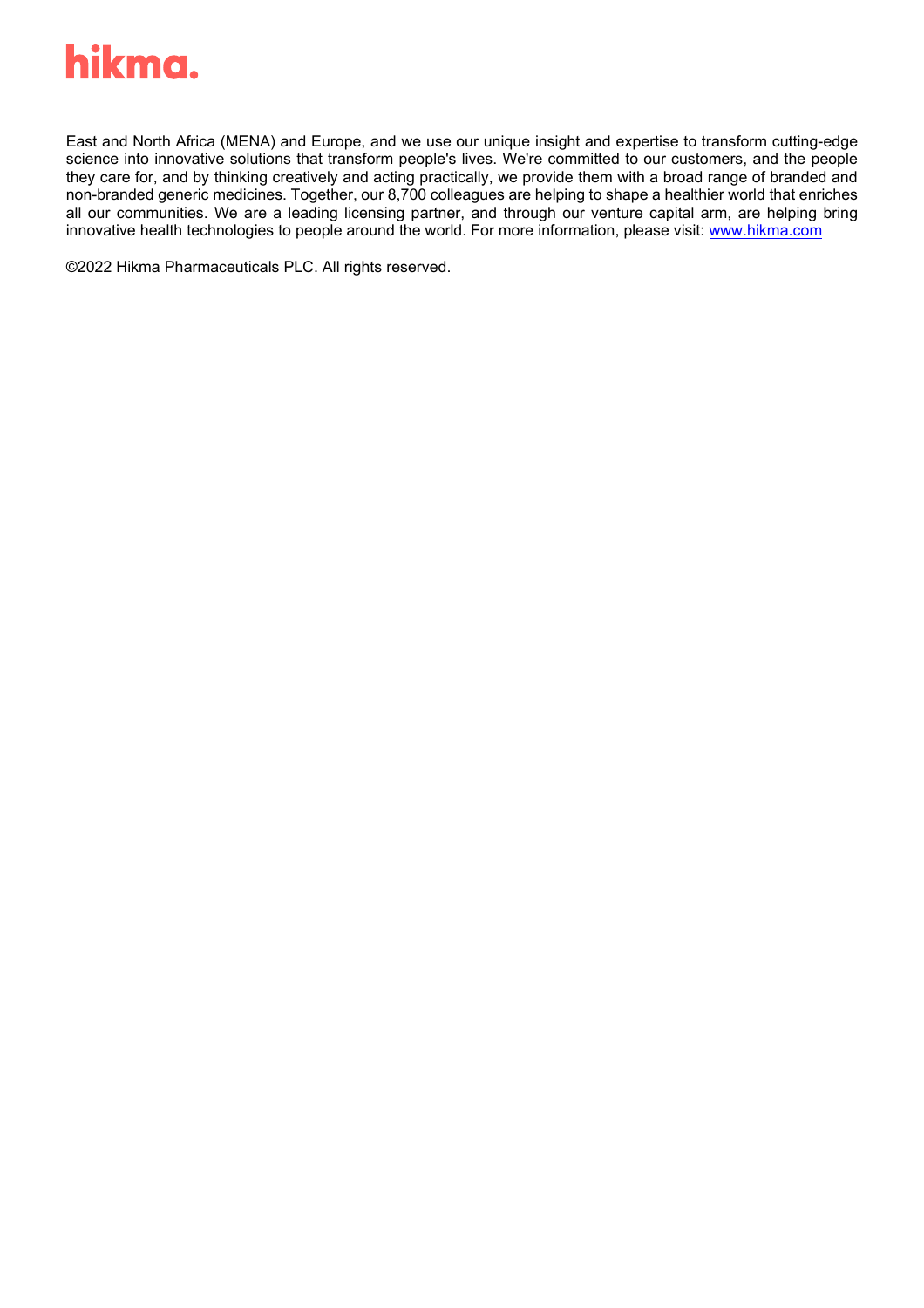East and North Africa (MENA) and Europe, and we use our unique insight and expertise to transform cutting-edge science into innovative solutions that transform people's lives. We're committed to our customers, and the people they care for, and by thinking creatively and acting practically, we provide them with a broad range of branded and non-branded generic medicines. Together, our 8,700 colleagues are helping to shape a healthier world that enriches all our communities. We are a leading licensing partner, and through our venture capital arm, are helping bring innovative health technologies to people around the world. For more information, please visit: [www.hikma.com](http://www.hikma.com)

©2022 Hikma Pharmaceuticals PLC. All rights reserved.